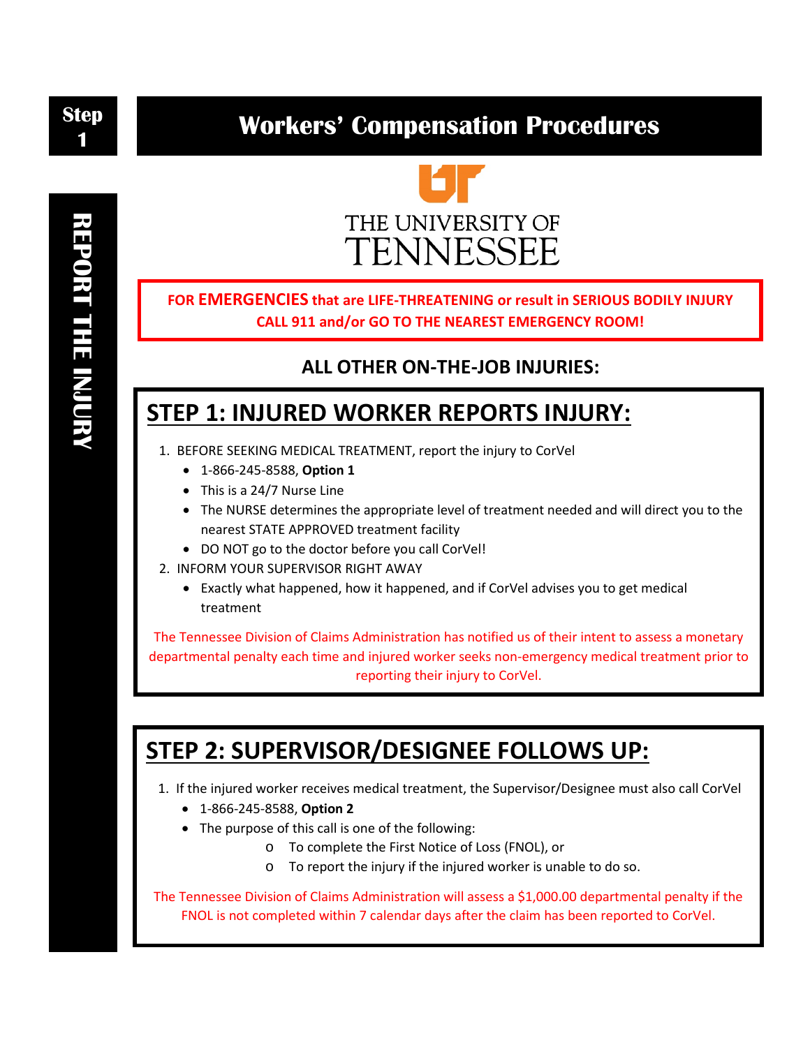Step 1

REPORT THE INJURY

# Workers' Compensation Procedures

THE UNIVERSITY OF TENNESSEE

**FOR EMERGENCIES that are LIFE-THREATENING or result in SERIOUS BODILY INJURY CALL 911 and/or GO TO THE NEAREST EMERGENCY ROOM!**

### ALL OTHER ON-THE-JOB INJURIES:

## STEP 1: INJURED WORKER REPORTS INJURY:

1. BEFORE SEEKING MEDICAL TREATMENT, report the injury to CorVel
   - 1-866-245-8588, **Option 1**
   - This is a 24/7 Nurse Line
   - The NURSE determines the appropriate level of treatment needed and will direct you to the nearest STATE APPROVED treatment facility
   - DO NOT go to the doctor before you call CorVel!
2. INFORM YOUR SUPERVISOR RIGHT AWAY
   - Exactly what happened, how it happened, and if CorVel advises you to get medical treatment

The Tennessee Division of Claims Administration has notified us of their intent to assess a monetary departmental penalty each time and injured worker seeks non-emergency medical treatment prior to reporting their injury to CorVel.

## STEP 2: SUPERVISOR/DESIGNEE FOLLOWS UP:

1. If the injured worker receives medical treatment, the Supervisor/Designee must also call CorVel
   - 1-866-245-8588, **Option 2**
   - The purpose of this call is one of the following:
     - To complete the First Notice of Loss (FNOL), or
     - To report the injury if the injured worker is unable to do so.

The Tennessee Division of Claims Administration will assess a $1,000.00 departmental penalty if the FNOL is not completed within 7 calendar days after the claim has been reported to CorVel.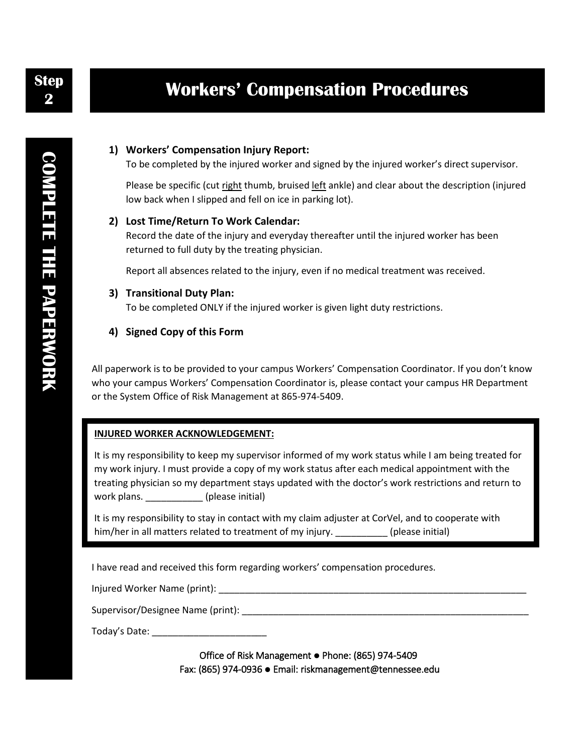**Step 2**

# Workers' Compensation Procedures

## COMPLETE THE PAPERWORK

1) **Workers' Compensation Injury Report:**
   To be completed by the injured worker and signed by the injured worker's direct supervisor.

   Please be specific (cut <u>right</u> thumb, bruised <u>left</u> ankle) and clear about the description (injured low back when I slipped and fell on ice in parking lot).

2) **Lost Time/Return To Work Calendar:**
   Record the date of the injury and everyday thereafter until the injured worker has been returned to full duty by the treating physician.

   Report all absences related to the injury, even if no medical treatment was received.

3) **Transitional Duty Plan:**
   To be completed ONLY if the injured worker is given light duty restrictions.

4) **Signed Copy of this Form**

All paperwork is to be provided to your campus Workers' Compensation Coordinator. If you don't know who your campus Workers' Compensation Coordinator is, please contact your campus HR Department or the System Office of Risk Management at 865-974-5409.

**<u>INJURED WORKER ACKNOWLEDGEMENT:</u>**

It is my responsibility to keep my supervisor informed of my work status while I am being treated for my work injury. I must provide a copy of my work status after each medical appointment with the treating physician so my department stays updated with the doctor's work restrictions and return to work plans. ___________ (please initial)

It is my responsibility to stay in contact with my claim adjuster at CorVel, and to cooperate with him/her in all matters related to treatment of my injury. __________ (please initial)

I have read and received this form regarding workers' compensation procedures.

Injured Worker Name (print): _______________________________________________________________

Supervisor/Designee Name (print): ___________________________________________________________

Today's Date: ______________________

Office of Risk Management ● Phone: (865) 974-5409
Fax: (865) 974-0936 ● Email: riskmanagement@tennessee.edu